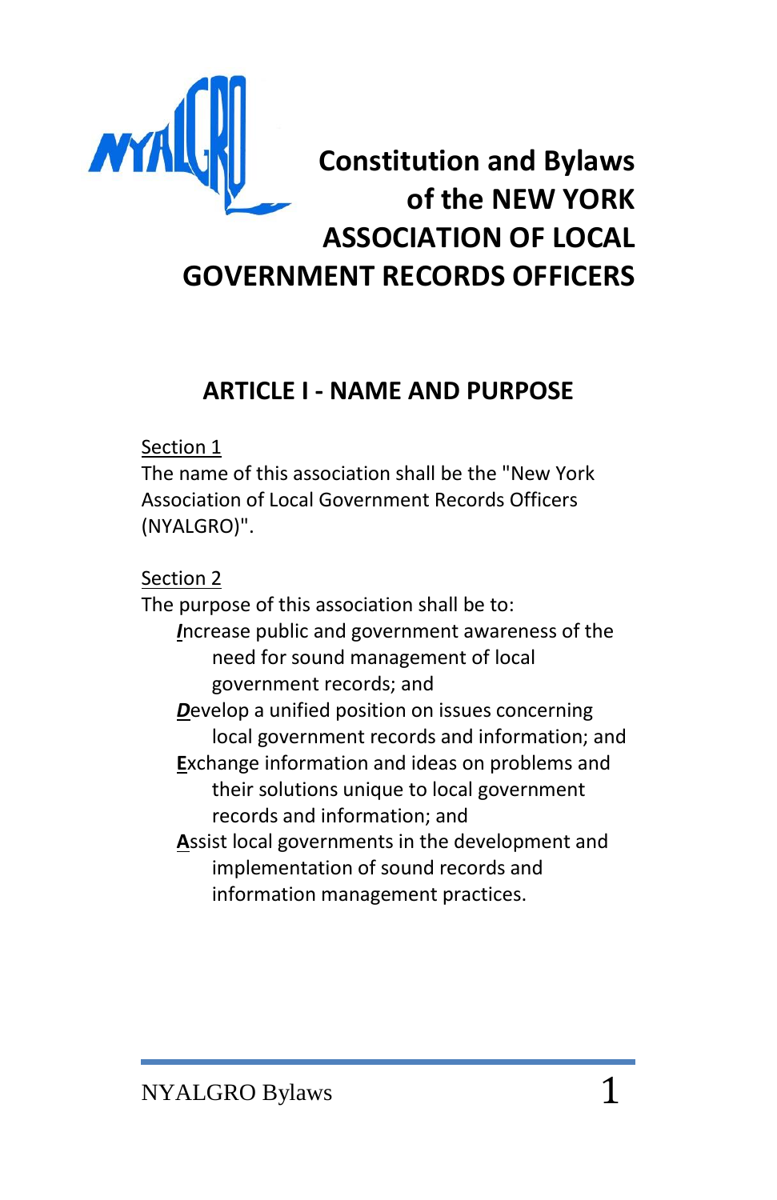# Constitution and Bylaws of the NEW YORK ASSOCIATION OF LOCAL GOVERNMENT RECORDS OFFICERS

## ARTICLE I - NAME AND PURPOSE

Section 1

The name of this association shall be the "New York Association of Local Government Records Officers (NYALGRO)".

Section 2

The purpose of this association shall be to:

- ***I***ncrease public and government awareness of the need for sound management of local government records; and
- ***D***evelop a unified position on issues concerning local government records and information; and
- **E**xchange information and ideas on problems and their solutions unique to local government records and information; and
- **A**ssist local governments in the development and implementation of sound records and information management practices.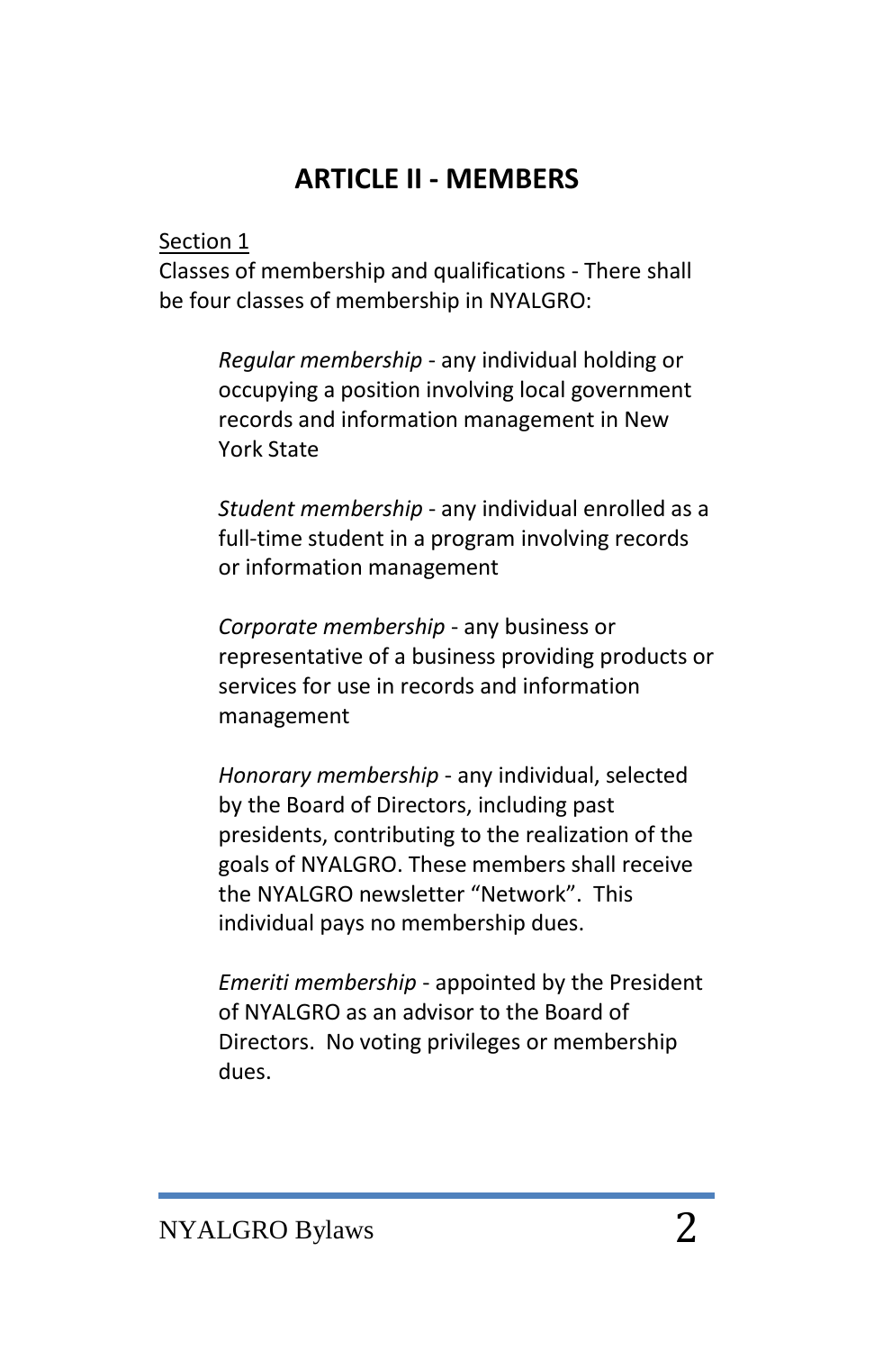# ARTICLE II - MEMBERS

Section 1

Classes of membership and qualifications - There shall be four classes of membership in NYALGRO:

> *Regular membership* - any individual holding or occupying a position involving local government records and information management in New York State
>
> *Student membership* - any individual enrolled as a full-time student in a program involving records or information management
>
> *Corporate membership* - any business or representative of a business providing products or services for use in records and information management
>
> *Honorary membership* - any individual, selected by the Board of Directors, including past presidents, contributing to the realization of the goals of NYALGRO. These members shall receive the NYALGRO newsletter "Network". This individual pays no membership dues.
>
> *Emeriti membership* - appointed by the President of NYALGRO as an advisor to the Board of Directors. No voting privileges or membership dues.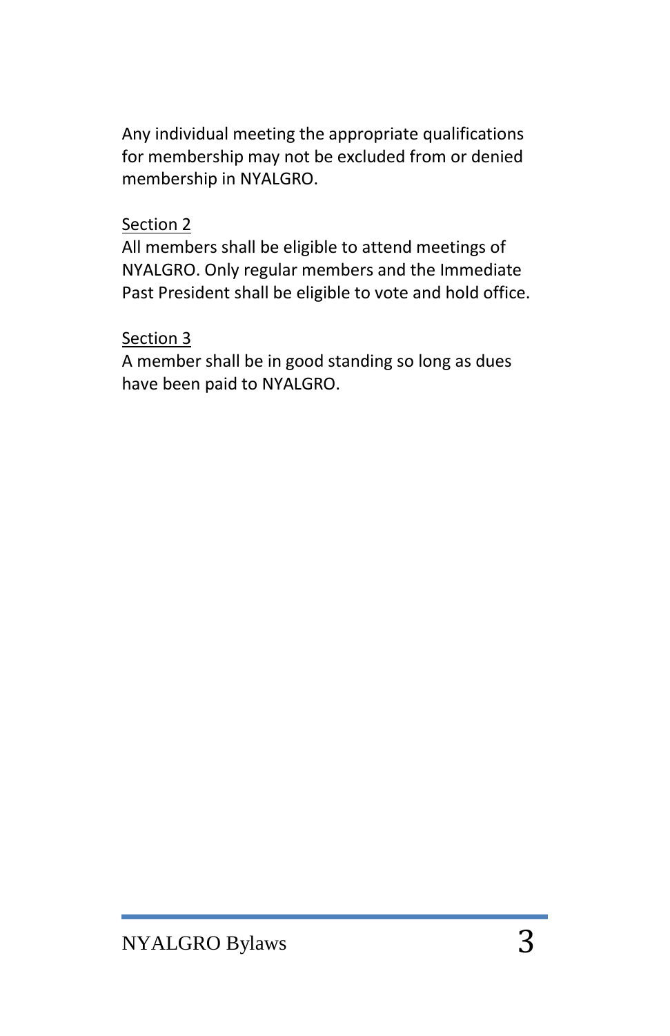Any individual meeting the appropriate qualifications for membership may not be excluded from or denied membership in NYALGRO.

<u>Section 2</u>

All members shall be eligible to attend meetings of NYALGRO. Only regular members and the Immediate Past President shall be eligible to vote and hold office.

<u>Section 3</u>

A member shall be in good standing so long as dues have been paid to NYALGRO.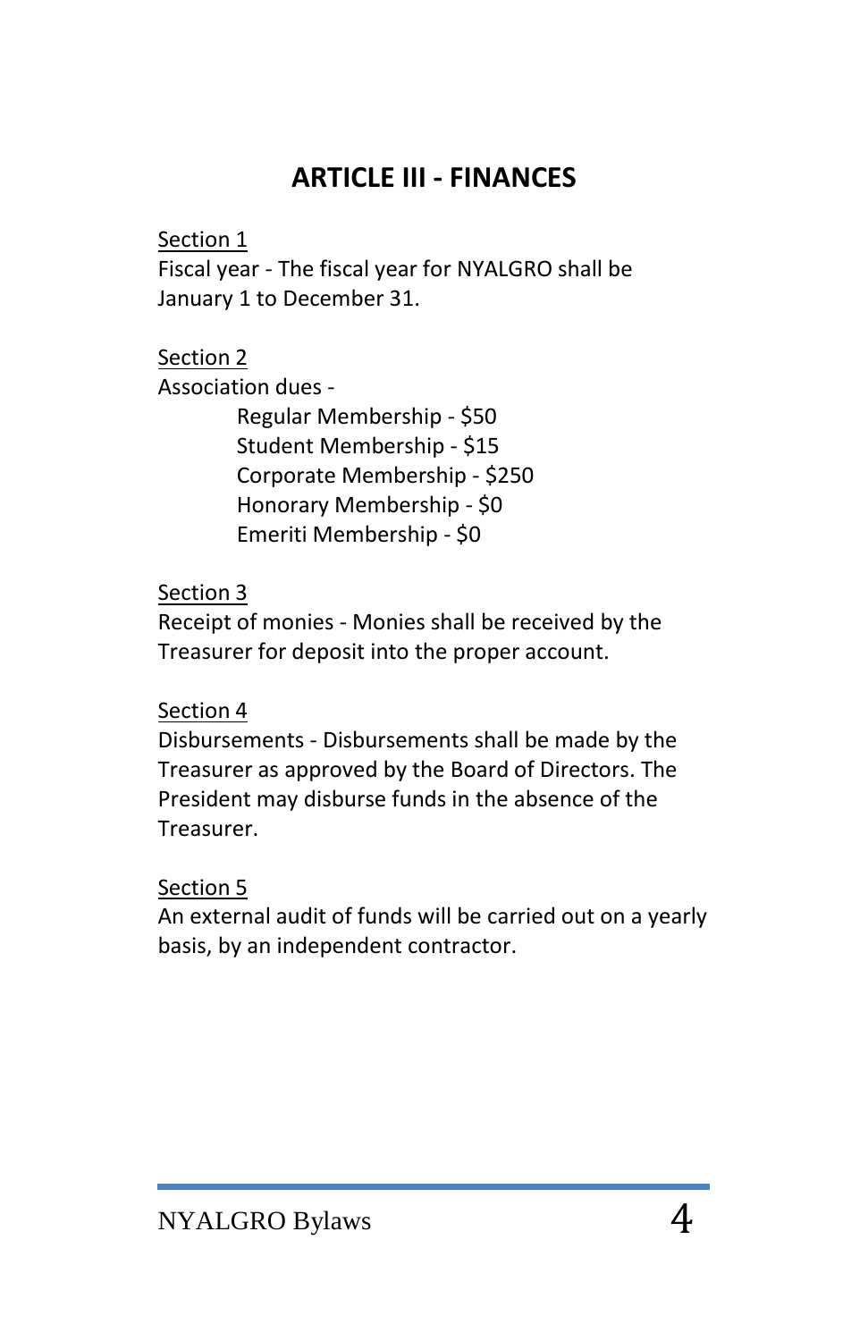## ARTICLE III - FINANCES

<u>Section 1</u>

Fiscal year - The fiscal year for NYALGRO shall be January 1 to December 31.

<u>Section 2</u>

Association dues -

- Regular Membership - $50
- Student Membership - $15
- Corporate Membership - $250
- Honorary Membership - $0
- Emeriti Membership - $0

<u>Section 3</u>

Receipt of monies - Monies shall be received by the Treasurer for deposit into the proper account.

<u>Section 4</u>

Disbursements - Disbursements shall be made by the Treasurer as approved by the Board of Directors. The President may disburse funds in the absence of the Treasurer.

<u>Section 5</u>

An external audit of funds will be carried out on a yearly basis, by an independent contractor.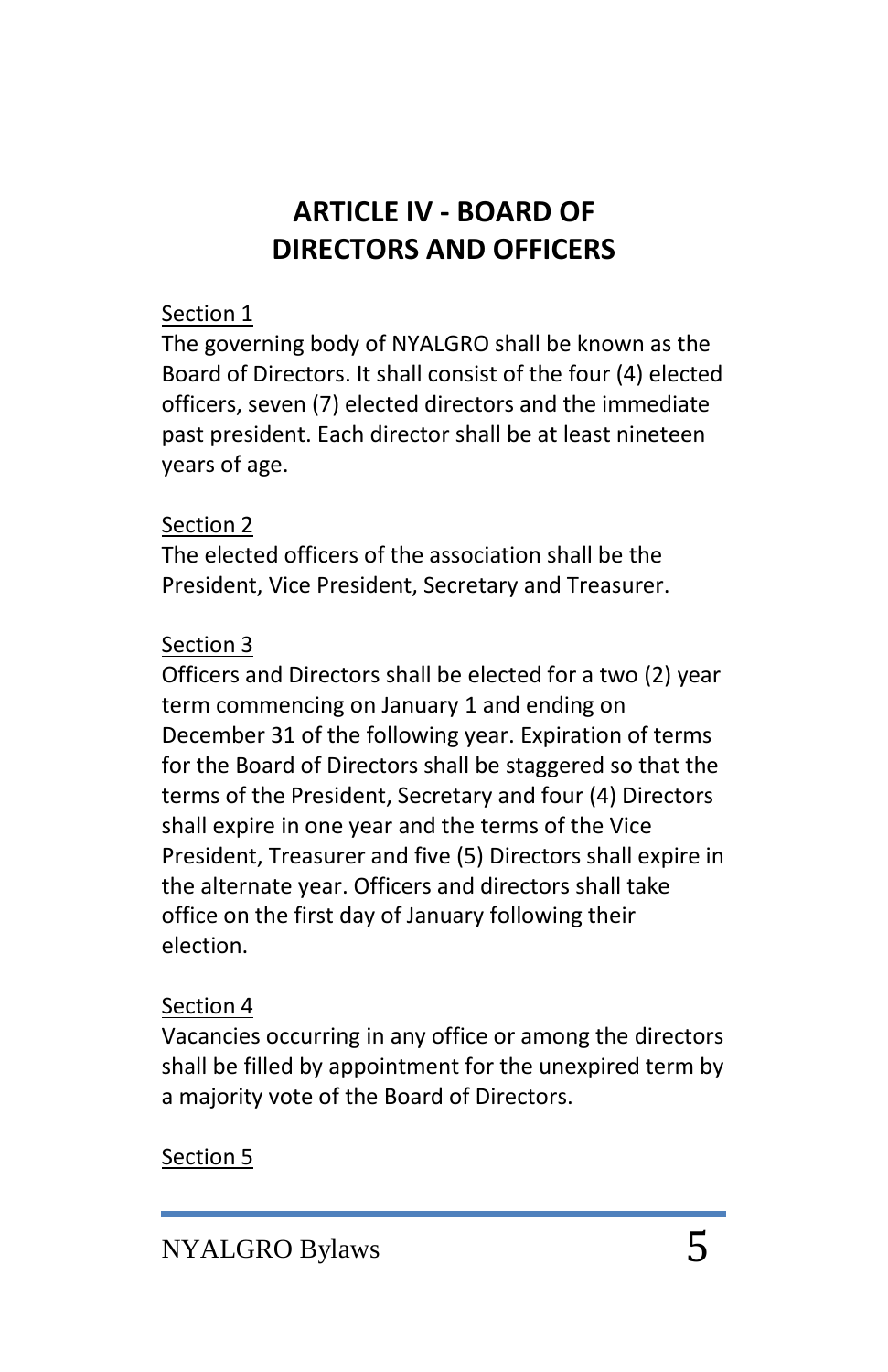# ARTICLE IV - BOARD OF DIRECTORS AND OFFICERS

Section 1

The governing body of NYALGRO shall be known as the Board of Directors. It shall consist of the four (4) elected officers, seven (7) elected directors and the immediate past president. Each director shall be at least nineteen years of age.

Section 2

The elected officers of the association shall be the President, Vice President, Secretary and Treasurer.

Section 3

Officers and Directors shall be elected for a two (2) year term commencing on January 1 and ending on December 31 of the following year. Expiration of terms for the Board of Directors shall be staggered so that the terms of the President, Secretary and four (4) Directors shall expire in one year and the terms of the Vice President, Treasurer and five (5) Directors shall expire in the alternate year. Officers and directors shall take office on the first day of January following their election.

Section 4

Vacancies occurring in any office or among the directors shall be filled by appointment for the unexpired term by a majority vote of the Board of Directors.

Section 5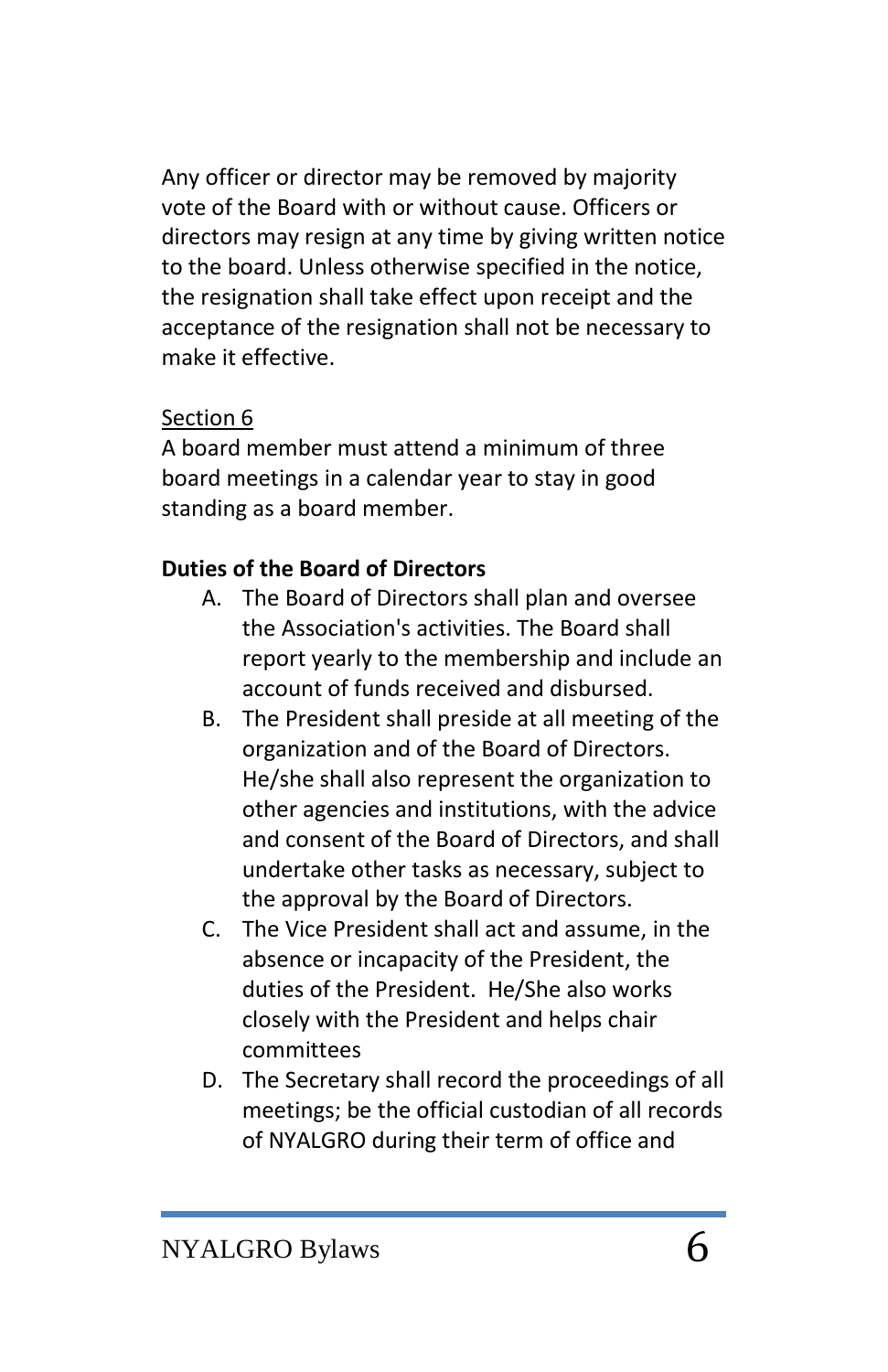Any officer or director may be removed by majority vote of the Board with or without cause. Officers or directors may resign at any time by giving written notice to the board. Unless otherwise specified in the notice, the resignation shall take effect upon receipt and the acceptance of the resignation shall not be necessary to make it effective.

Section 6

A board member must attend a minimum of three board meetings in a calendar year to stay in good standing as a board member.

**Duties of the Board of Directors**

A. The Board of Directors shall plan and oversee the Association's activities. The Board shall report yearly to the membership and include an account of funds received and disbursed.
B. The President shall preside at all meeting of the organization and of the Board of Directors. He/she shall also represent the organization to other agencies and institutions, with the advice and consent of the Board of Directors, and shall undertake other tasks as necessary, subject to the approval by the Board of Directors.
C. The Vice President shall act and assume, in the absence or incapacity of the President, the duties of the President. He/She also works closely with the President and helps chair committees
D. The Secretary shall record the proceedings of all meetings; be the official custodian of all records of NYALGRO during their term of office and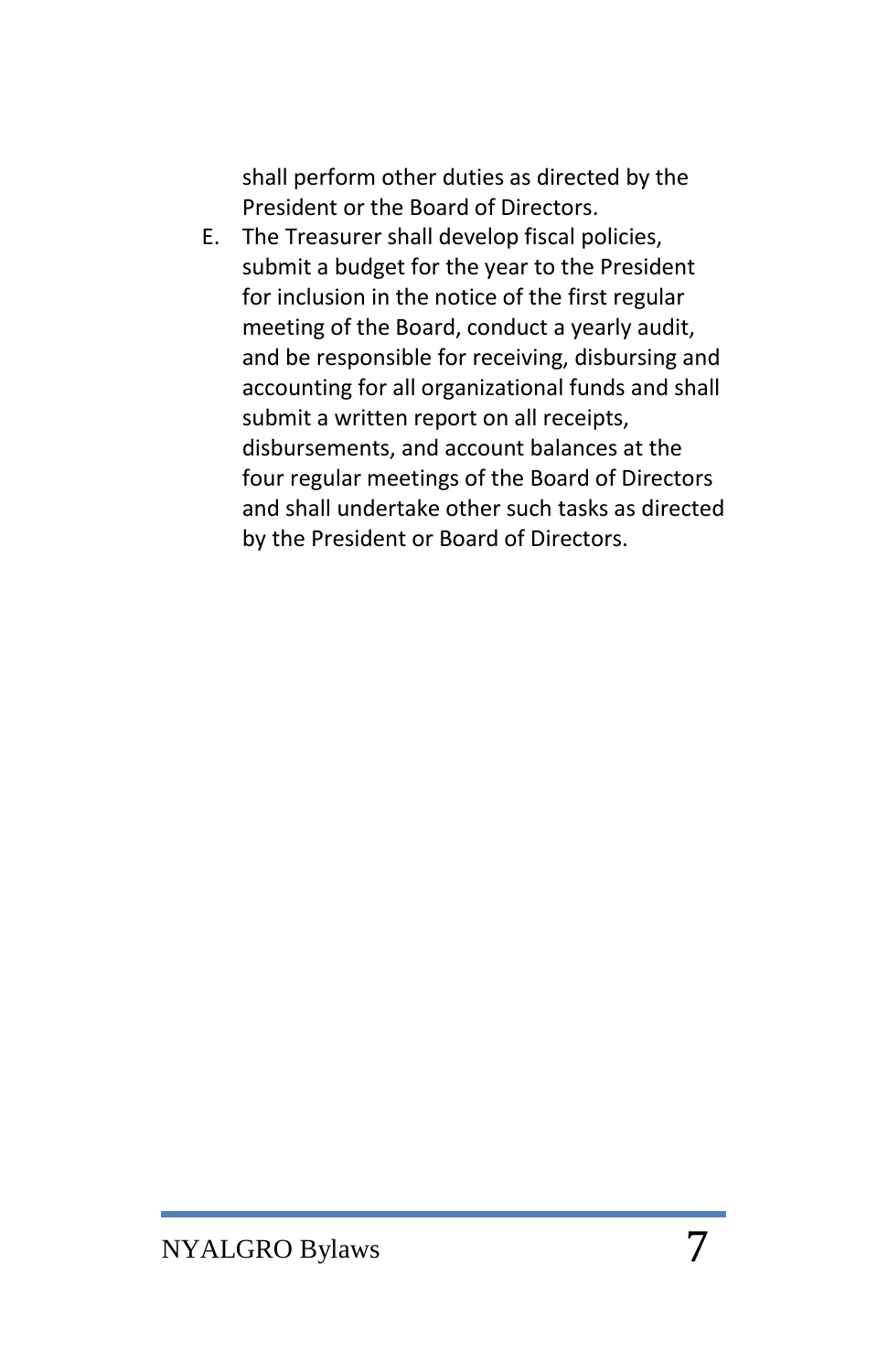shall perform other duties as directed by the President or the Board of Directors.

E. The Treasurer shall develop fiscal policies, submit a budget for the year to the President for inclusion in the notice of the first regular meeting of the Board, conduct a yearly audit, and be responsible for receiving, disbursing and accounting for all organizational funds and shall submit a written report on all receipts, disbursements, and account balances at the four regular meetings of the Board of Directors and shall undertake other such tasks as directed by the President or Board of Directors.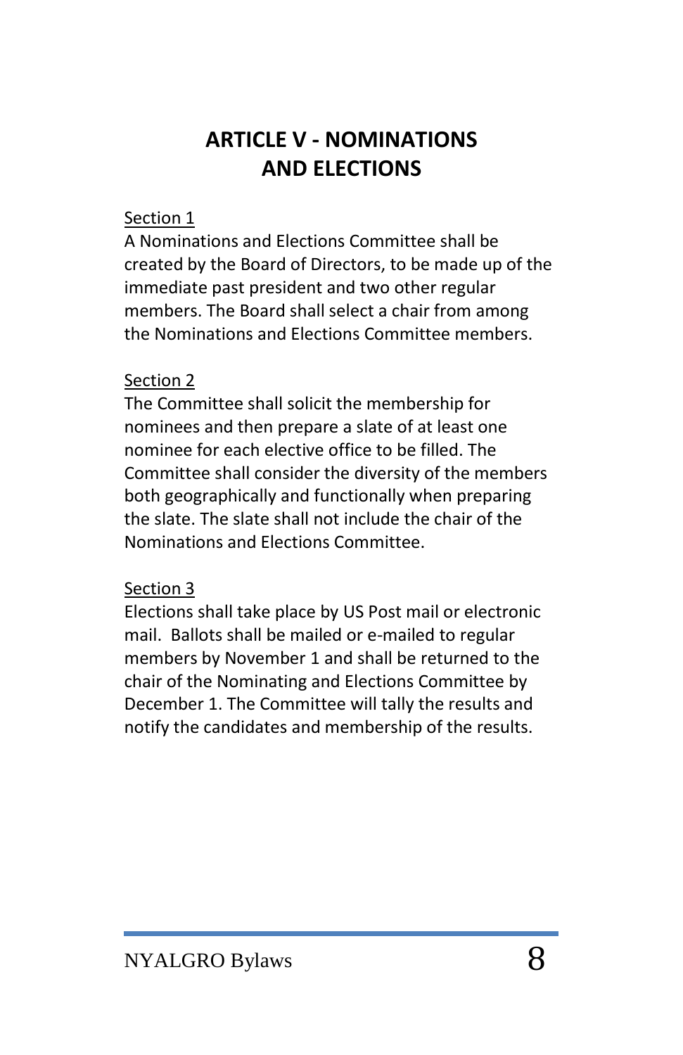# ARTICLE V - NOMINATIONS AND ELECTIONS

<u>Section 1</u>

A Nominations and Elections Committee shall be created by the Board of Directors, to be made up of the immediate past president and two other regular members. The Board shall select a chair from among the Nominations and Elections Committee members.

<u>Section 2</u>

The Committee shall solicit the membership for nominees and then prepare a slate of at least one nominee for each elective office to be filled. The Committee shall consider the diversity of the members both geographically and functionally when preparing the slate. The slate shall not include the chair of the Nominations and Elections Committee.

<u>Section 3</u>

Elections shall take place by US Post mail or electronic mail.  Ballots shall be mailed or e-mailed to regular members by November 1 and shall be returned to the chair of the Nominating and Elections Committee by December 1. The Committee will tally the results and notify the candidates and membership of the results.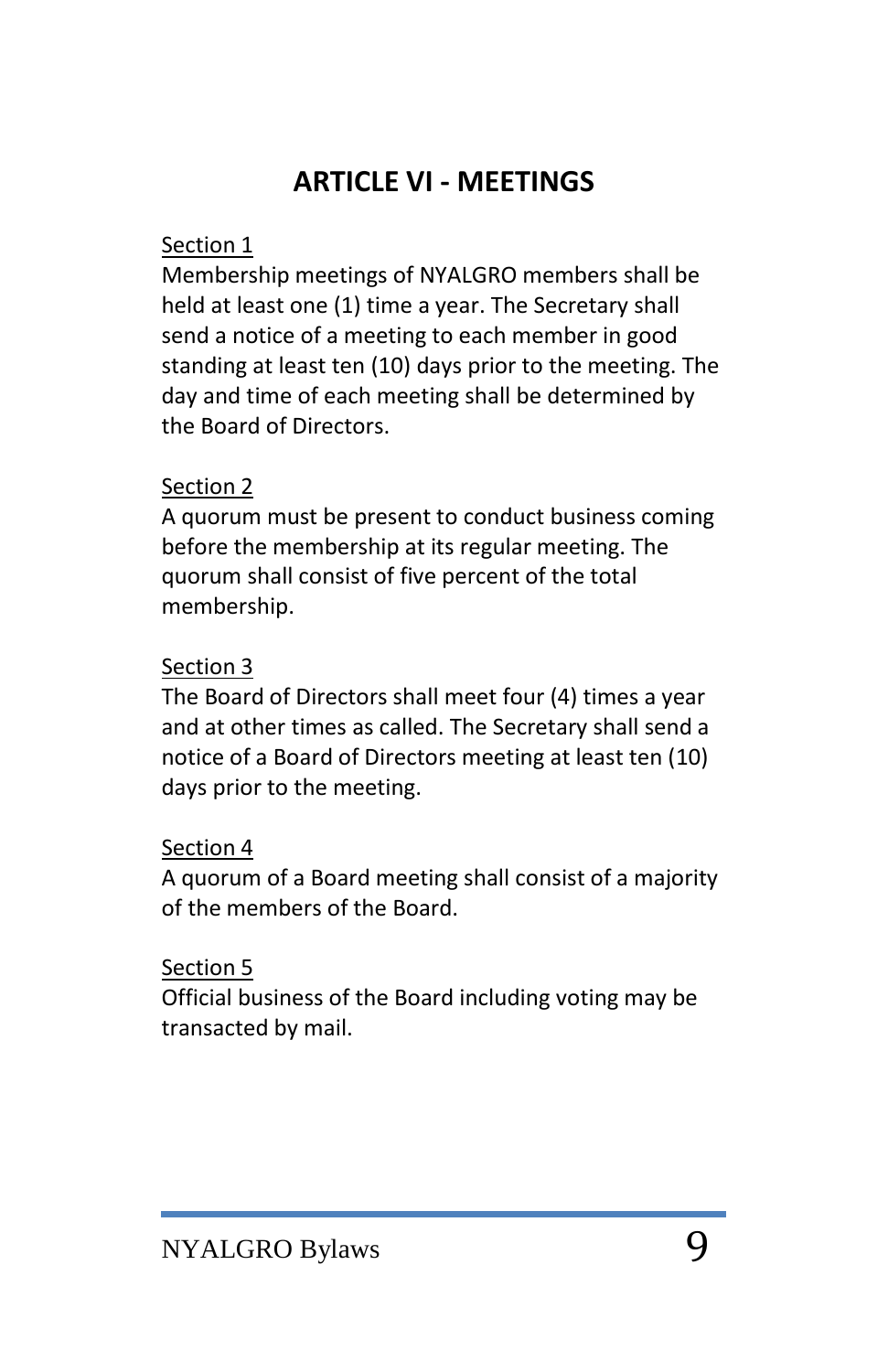## ARTICLE VI - MEETINGS

Section 1

Membership meetings of NYALGRO members shall be held at least one (1) time a year. The Secretary shall send a notice of a meeting to each member in good standing at least ten (10) days prior to the meeting. The day and time of each meeting shall be determined by the Board of Directors.

Section 2

A quorum must be present to conduct business coming before the membership at its regular meeting. The quorum shall consist of five percent of the total membership.

Section 3

The Board of Directors shall meet four (4) times a year and at other times as called. The Secretary shall send a notice of a Board of Directors meeting at least ten (10) days prior to the meeting.

Section 4

A quorum of a Board meeting shall consist of a majority of the members of the Board.

Section 5

Official business of the Board including voting may be transacted by mail.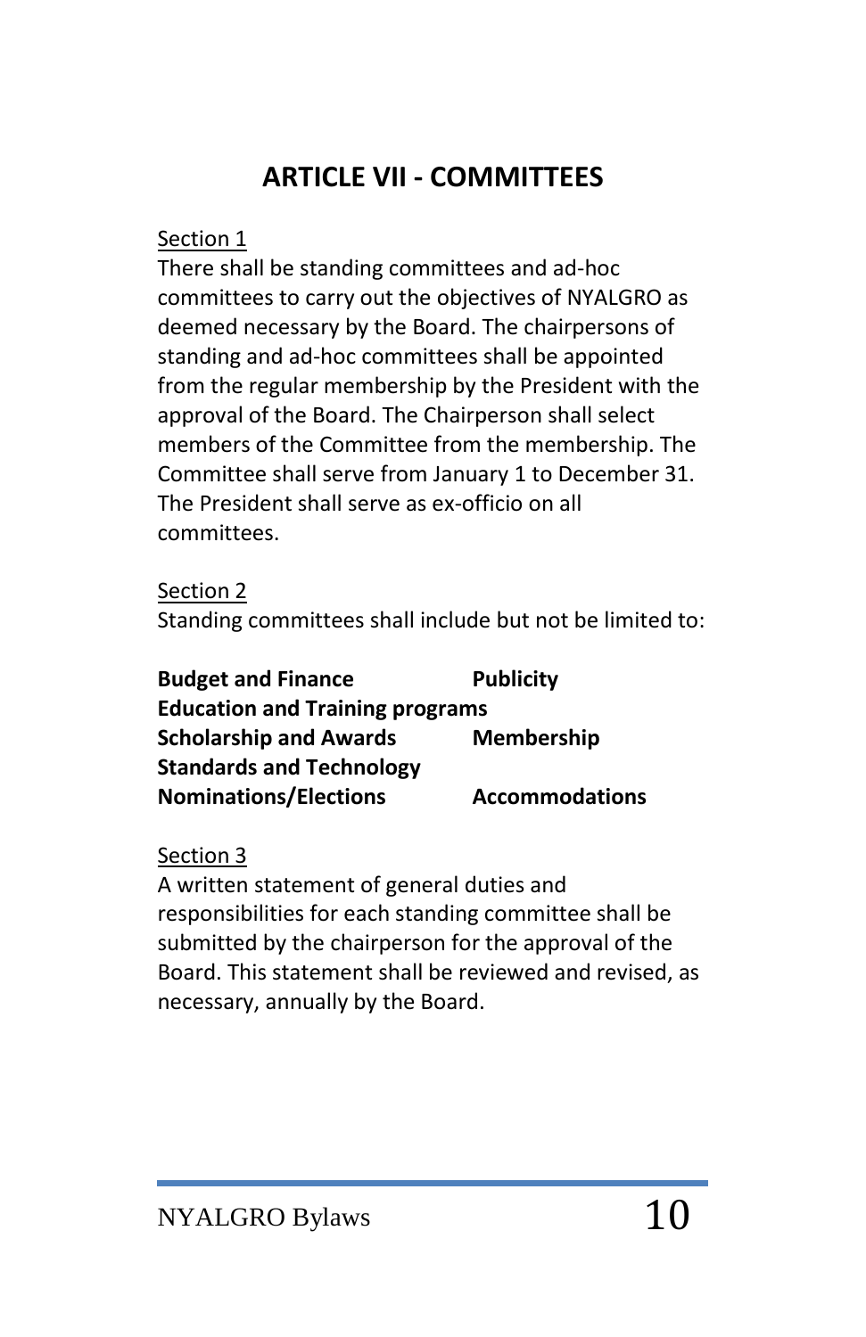# ARTICLE VII - COMMITTEES

Section 1

There shall be standing committees and ad-hoc committees to carry out the objectives of NYALGRO as deemed necessary by the Board. The chairpersons of standing and ad-hoc committees shall be appointed from the regular membership by the President with the approval of the Board. The Chairperson shall select members of the Committee from the membership. The Committee shall serve from January 1 to December 31. The President shall serve as ex-officio on all committees.

Section 2

Standing committees shall include but not be limited to:

**Budget and Finance**

**Publicity**

**Education and Training programs**

**Scholarship and Awards**

**Membership**

**Standards and Technology**

**Nominations/Elections**

**Accommodations**

Section 3

A written statement of general duties and responsibilities for each standing committee shall be submitted by the chairperson for the approval of the Board. This statement shall be reviewed and revised, as necessary, annually by the Board.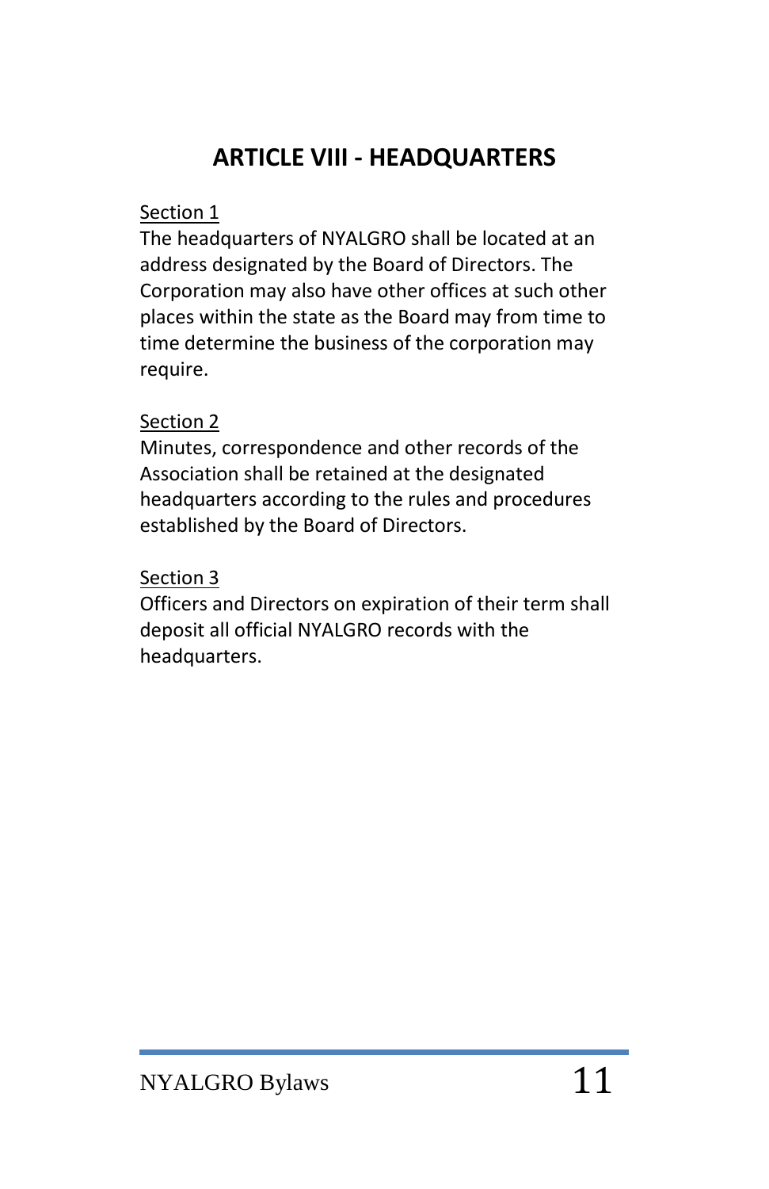## ARTICLE VIII - HEADQUARTERS

Section 1

The headquarters of NYALGRO shall be located at an address designated by the Board of Directors. The Corporation may also have other offices at such other places within the state as the Board may from time to time determine the business of the corporation may require.

Section 2

Minutes, correspondence and other records of the Association shall be retained at the designated headquarters according to the rules and procedures established by the Board of Directors.

Section 3

Officers and Directors on expiration of their term shall deposit all official NYALGRO records with the headquarters.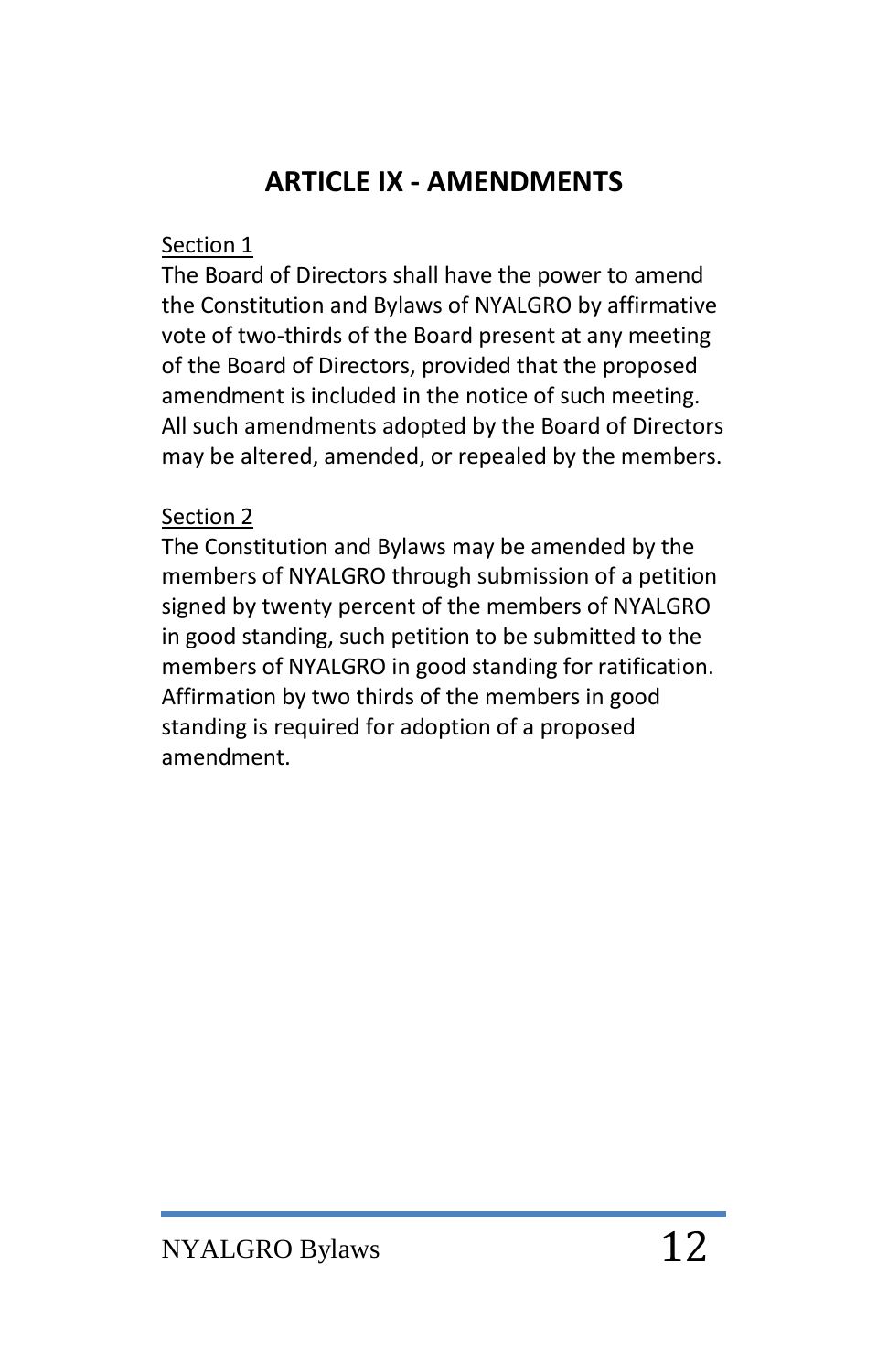## ARTICLE IX - AMENDMENTS

Section 1

The Board of Directors shall have the power to amend the Constitution and Bylaws of NYALGRO by affirmative vote of two-thirds of the Board present at any meeting of the Board of Directors, provided that the proposed amendment is included in the notice of such meeting. All such amendments adopted by the Board of Directors may be altered, amended, or repealed by the members.

Section 2

The Constitution and Bylaws may be amended by the members of NYALGRO through submission of a petition signed by twenty percent of the members of NYALGRO in good standing, such petition to be submitted to the members of NYALGRO in good standing for ratification. Affirmation by two thirds of the members in good standing is required for adoption of a proposed amendment.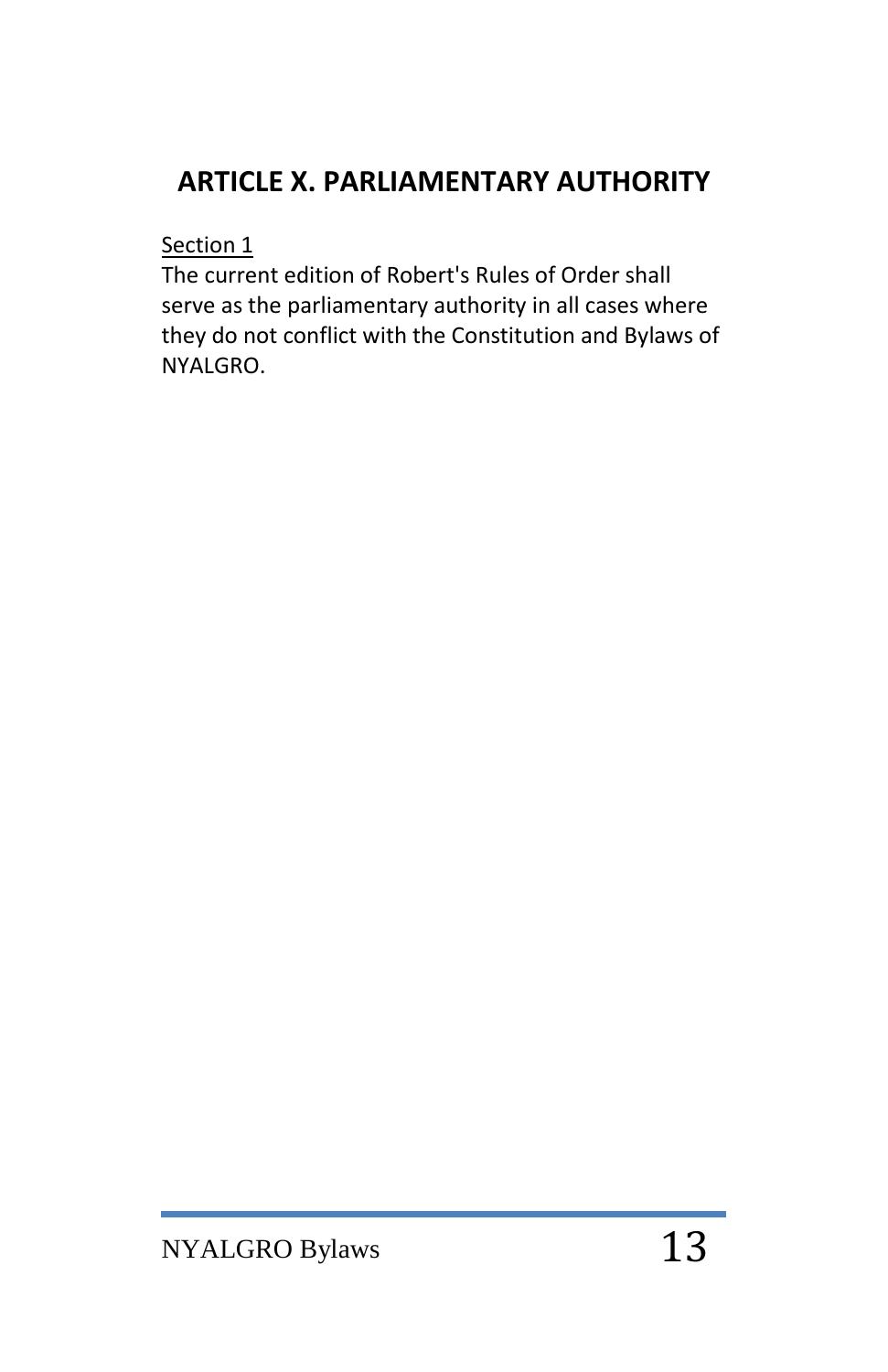## ARTICLE X. PARLIAMENTARY AUTHORITY

Section 1

The current edition of Robert's Rules of Order shall serve as the parliamentary authority in all cases where they do not conflict with the Constitution and Bylaws of NYALGRO.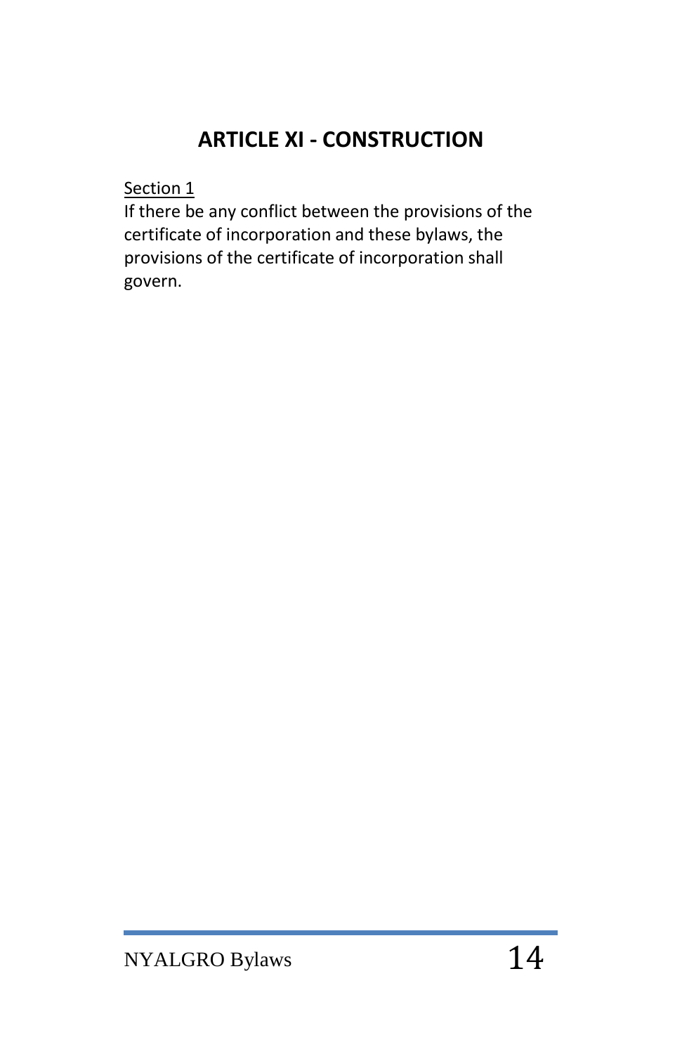## ARTICLE XI - CONSTRUCTION

<u>Section 1</u>

If there be any conflict between the provisions of the certificate of incorporation and these bylaws, the provisions of the certificate of incorporation shall govern.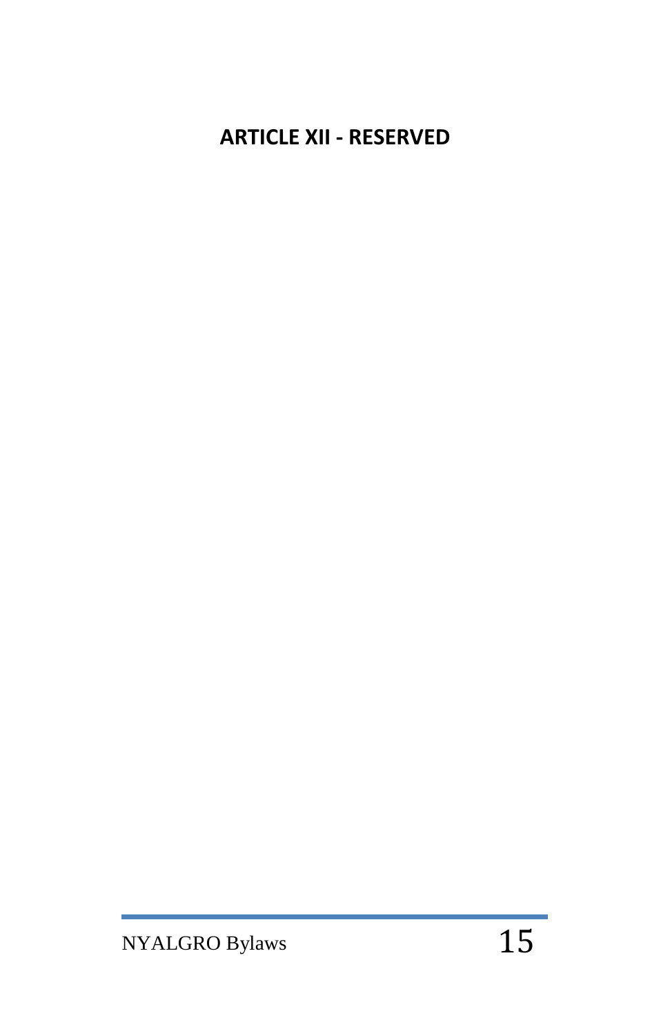## ARTICLE XII - RESERVED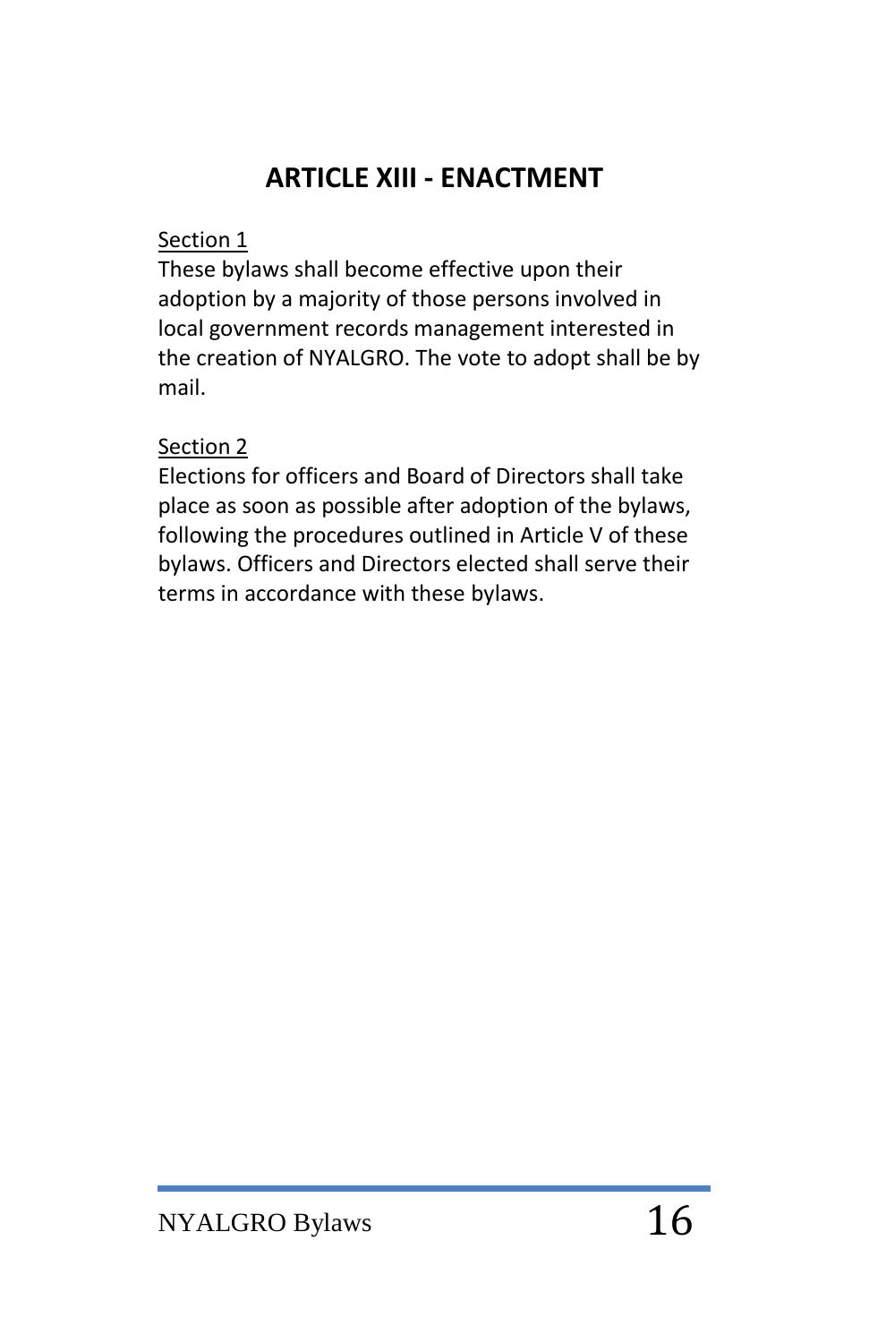## ARTICLE XIII - ENACTMENT

Section 1

These bylaws shall become effective upon their adoption by a majority of those persons involved in local government records management interested in the creation of NYALGRO. The vote to adopt shall be by mail.

Section 2

Elections for officers and Board of Directors shall take place as soon as possible after adoption of the bylaws, following the procedures outlined in Article V of these bylaws. Officers and Directors elected shall serve their terms in accordance with these bylaws.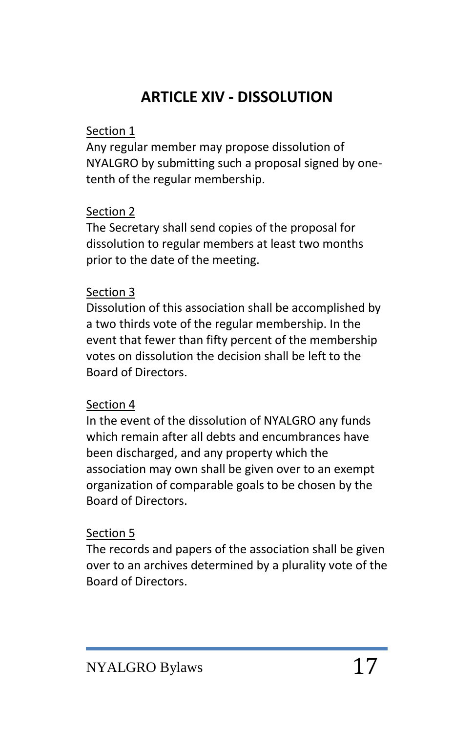## ARTICLE XIV - DISSOLUTION

Section 1

Any regular member may propose dissolution of NYALGRO by submitting such a proposal signed by one-tenth of the regular membership.

Section 2

The Secretary shall send copies of the proposal for dissolution to regular members at least two months prior to the date of the meeting.

Section 3

Dissolution of this association shall be accomplished by a two thirds vote of the regular membership. In the event that fewer than fifty percent of the membership votes on dissolution the decision shall be left to the Board of Directors.

Section 4

In the event of the dissolution of NYALGRO any funds which remain after all debts and encumbrances have been discharged, and any property which the association may own shall be given over to an exempt organization of comparable goals to be chosen by the Board of Directors.

Section 5

The records and papers of the association shall be given over to an archives determined by a plurality vote of the Board of Directors.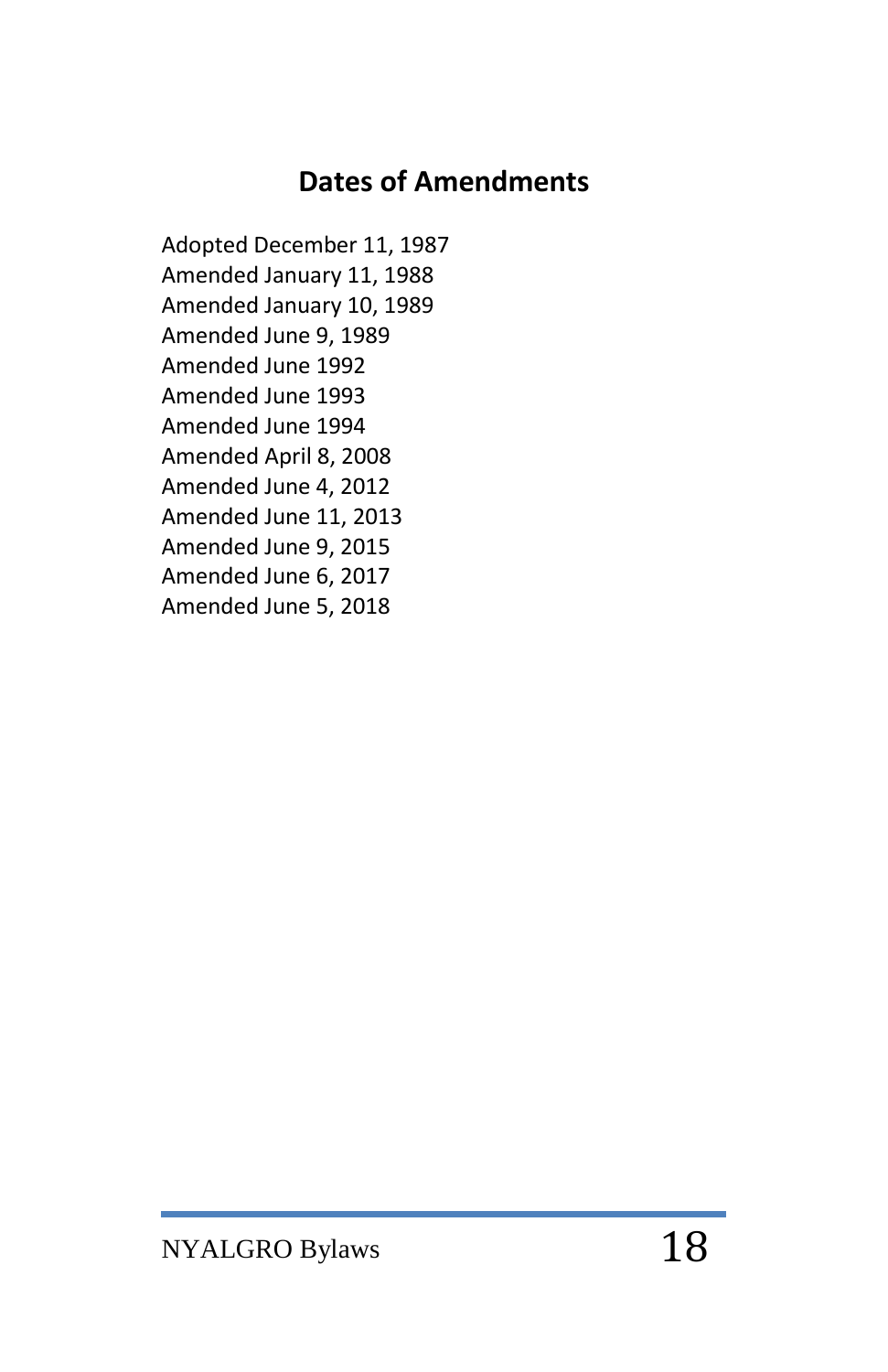## Dates of Amendments

Adopted December 11, 1987
Amended January 11, 1988
Amended January 10, 1989
Amended June 9, 1989
Amended June 1992
Amended June 1993
Amended June 1994
Amended April 8, 2008
Amended June 4, 2012
Amended June 11, 2013
Amended June 9, 2015
Amended June 6, 2017
Amended June 5, 2018